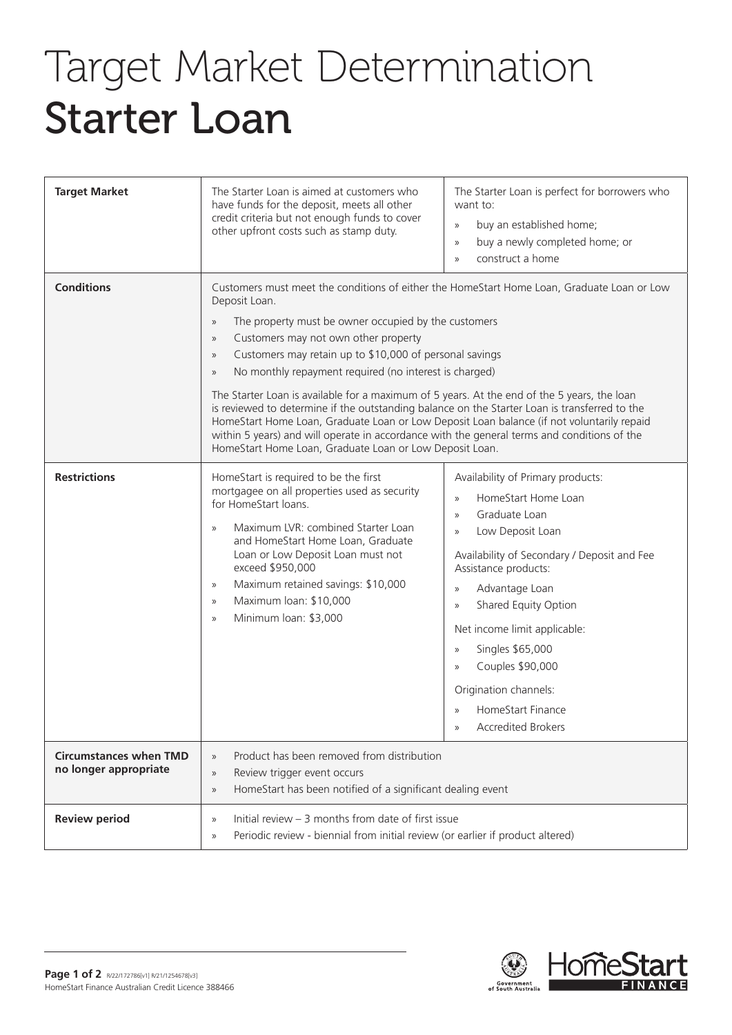# Target Market Determination
# Starter Loan

| | | |
|---|---|---|
| **Target Market** | The Starter Loan is aimed at customers who have funds for the deposit, meets all other credit criteria but not enough funds to cover other upfront costs such as stamp duty. | The Starter Loan is perfect for borrowers who want to:<br>» buy an established home;<br>» buy a newly completed home; or<br>» construct a home |
| **Conditions** | Customers must meet the conditions of either the HomeStart Home Loan, Graduate Loan or Low Deposit Loan.<br>» The property must be owner occupied by the customers<br>» Customers may not own other property<br>» Customers may retain up to $10,000 of personal savings<br>» No monthly repayment required (no interest is charged)<br>The Starter Loan is available for a maximum of 5 years. At the end of the 5 years, the loan is reviewed to determine if the outstanding balance on the Starter Loan is transferred to the HomeStart Home Loan, Graduate Loan or Low Deposit Loan balance (if not voluntarily repaid within 5 years) and will operate in accordance with the general terms and conditions of the HomeStart Home Loan, Graduate Loan or Low Deposit Loan. | |
| **Restrictions** | HomeStart is required to be the first mortgagee on all properties used as security for HomeStart loans.<br>» Maximum LVR: combined Starter Loan and HomeStart Home Loan, Graduate Loan or Low Deposit Loan must not exceed $950,000<br>» Maximum retained savings: $10,000<br>» Maximum loan: $10,000<br>» Minimum loan: $3,000 | Availability of Primary products:<br>» HomeStart Home Loan<br>» Graduate Loan<br>» Low Deposit Loan<br>Availability of Secondary / Deposit and Fee Assistance products:<br>» Advantage Loan<br>» Shared Equity Option<br>Net income limit applicable:<br>» Singles $65,000<br>» Couples $90,000<br>Origination channels:<br>» HomeStart Finance<br>» Accredited Brokers |
| **Circumstances when TMD no longer appropriate** | » Product has been removed from distribution<br>» Review trigger event occurs<br>» HomeStart has been notified of a significant dealing event | |
| **Review period** | » Initial review – 3 months from date of first issue<br>» Periodic review - biennial from initial review (or earlier if product altered) | |

R/22/172786[v1] R/21/1254678[v3]
HomeStart Finance Australian Credit Licence 388466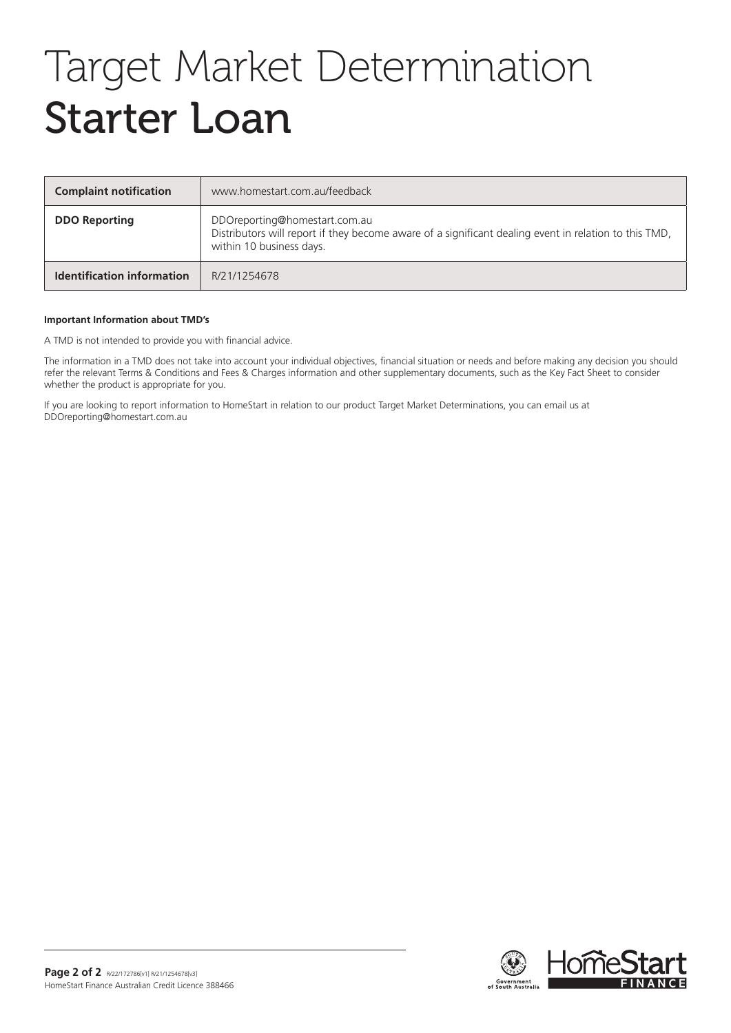# Target Market Determination
# Starter Loan

| | |
|---|---|
| **Complaint notification** | www.homestart.com.au/feedback |
| **DDO Reporting** | DDOreporting@homestart.com.au<br>Distributors will report if they become aware of a significant dealing event in relation to this TMD, within 10 business days. |
| **Identification information** | R/21/1254678 |

**Important Information about TMD's**

A TMD is not intended to provide you with financial advice.

The information in a TMD does not take into account your individual objectives, financial situation or needs and before making any decision you should refer the relevant Terms & Conditions and Fees & Charges information and other supplementary documents, such as the Key Fact Sheet to consider whether the product is appropriate for you.

If you are looking to report information to HomeStart in relation to our product Target Market Determinations, you can email us at DDOreporting@homestart.com.au

R/22/172786[v1] R/21/1254678[v3]
HomeStart Finance Australian Credit Licence 388466